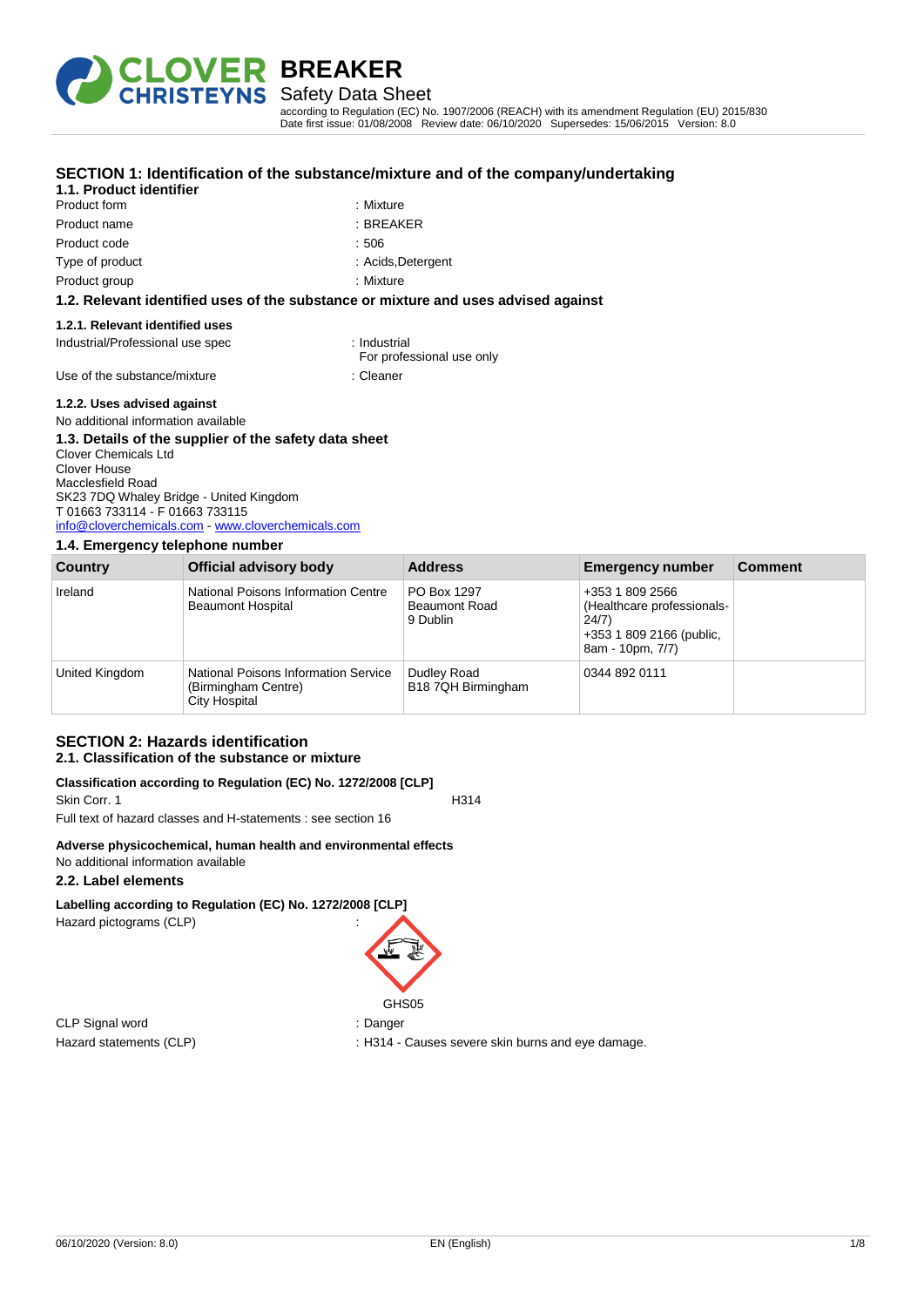# BREAKER

## Safety Data Sheet

according to Regulation (EC) No. 1907/2006 (REACH) with its amendment Regulation (EU) 2015/830
Date first issue: 01/08/2008 Review date: 06/10/2020 Supersedes: 15/06/2015 Version: 8.0

## SECTION 1: Identification of the substance/mixture and of the company/undertaking

### 1.1. Product identifier

Product form : Mixture
Product name : BREAKER
Product code : 506
Type of product : Acids,Detergent
Product group : Mixture

### 1.2. Relevant identified uses of the substance or mixture and uses advised against

#### 1.2.1. Relevant identified uses

Industrial/Professional use spec : Industrial
For professional use only
Use of the substance/mixture : Cleaner

#### 1.2.2. Uses advised against

No additional information available

### 1.3. Details of the supplier of the safety data sheet

Clover Chemicals Ltd
Clover House
Macclesfield Road
SK23 7DQ Whaley Bridge - United Kingdom
T 01663 733114 - F 01663 733115
info@cloverchemicals.com - www.cloverchemicals.com

### 1.4. Emergency telephone number

| Country | Official advisory body | Address | Emergency number | Comment |
|---|---|---|---|---|
| Ireland | National Poisons Information Centre Beaumont Hospital | PO Box 1297 Beaumont Road 9 Dublin | +353 1 809 2566 (Healthcare professionals-24/7) +353 1 809 2166 (public, 8am - 10pm, 7/7) | |
| United Kingdom | National Poisons Information Service (Birmingham Centre) City Hospital | Dudley Road B18 7QH Birmingham | 0344 892 0111 | |

## SECTION 2: Hazards identification

### 2.1. Classification of the substance or mixture

**Classification according to Regulation (EC) No. 1272/2008 [CLP]**

Skin Corr. 1 H314

Full text of hazard classes and H-statements : see section 16

**Adverse physicochemical, human health and environmental effects**

No additional information available

### 2.2. Label elements

**Labelling according to Regulation (EC) No. 1272/2008 [CLP]**

Hazard pictograms (CLP) :

GHS05

CLP Signal word : Danger
Hazard statements (CLP) : H314 - Causes severe skin burns and eye damage.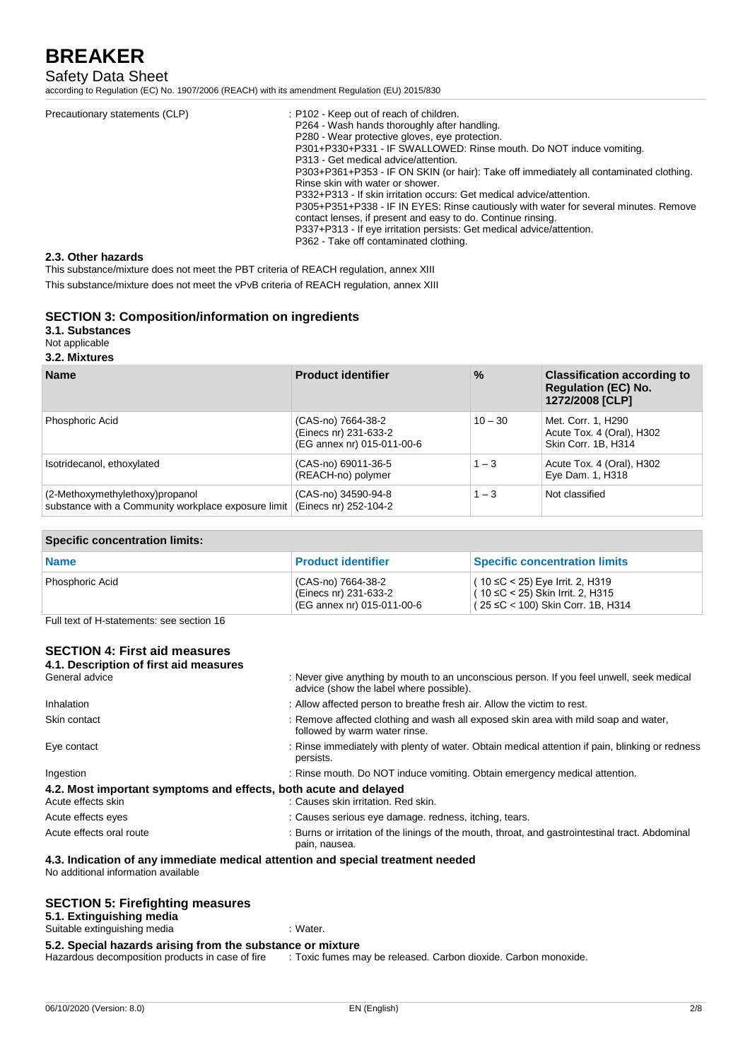| | |
|---|---|
| Precautionary statements (CLP) | : P102 - Keep out of reach of children.<br>P264 - Wash hands thoroughly after handling.<br>P280 - Wear protective gloves, eye protection.<br>P301+P330+P331 - IF SWALLOWED: Rinse mouth. Do NOT induce vomiting.<br>P313 - Get medical advice/attention.<br>P303+P361+P353 - IF ON SKIN (or hair): Take off immediately all contaminated clothing. Rinse skin with water or shower.<br>P332+P313 - If skin irritation occurs: Get medical advice/attention.<br>P305+P351+P338 - IF IN EYES: Rinse cautiously with water for several minutes. Remove contact lenses, if present and easy to do. Continue rinsing.<br>P337+P313 - If eye irritation persists: Get medical advice/attention.<br>P362 - Take off contaminated clothing. |

### 2.3. Other hazards

This substance/mixture does not meet the PBT criteria of REACH regulation, annex XIII

This substance/mixture does not meet the vPvB criteria of REACH regulation, annex XIII

## SECTION 3: Composition/information on ingredients

### 3.1. Substances

Not applicable

### 3.2. Mixtures

| Name | Product identifier | % | Classification according to Regulation (EC) No. 1272/2008 [CLP] |
|---|---|---|---|
| Phosphoric Acid | (CAS-no) 7664-38-2<br>(Einecs nr) 231-633-2<br>(EG annex nr) 015-011-00-6 | 10 – 30 | Met. Corr. 1, H290<br>Acute Tox. 4 (Oral), H302<br>Skin Corr. 1B, H314 |
| Isotridecanol, ethoxylated | (CAS-no) 69011-36-5<br>(REACH-no) polymer | 1 – 3 | Acute Tox. 4 (Oral), H302<br>Eye Dam. 1, H318 |
| (2-Methoxymethylethoxy)propanol<br>substance with a Community workplace exposure limit | (CAS-no) 34590-94-8<br>(Einecs nr) 252-104-2 | 1 – 3 | Not classified |

| Specific concentration limits: | | |
|---|---|---|
| **Name** | **Product identifier** | **Specific concentration limits** |
| Phosphoric Acid | (CAS-no) 7664-38-2<br>(Einecs nr) 231-633-2<br>(EG annex nr) 015-011-00-6 | ( 10 ≤C < 25) Eye Irrit. 2, H319<br>( 10 ≤C < 25) Skin Irrit. 2, H315<br>( 25 ≤C < 100) Skin Corr. 1B, H314 |

Full text of H-statements: see section 16

## SECTION 4: First aid measures

### 4.1. Description of first aid measures

| | |
|---|---|
| General advice | : Never give anything by mouth to an unconscious person. If you feel unwell, seek medical advice (show the label where possible). |
| Inhalation | : Allow affected person to breathe fresh air. Allow the victim to rest. |
| Skin contact | : Remove affected clothing and wash all exposed skin area with mild soap and water, followed by warm water rinse. |
| Eye contact | : Rinse immediately with plenty of water. Obtain medical attention if pain, blinking or redness persists. |
| Ingestion | : Rinse mouth. Do NOT induce vomiting. Obtain emergency medical attention. |

### 4.2. Most important symptoms and effects, both acute and delayed

| | |
|---|---|
| Acute effects skin | : Causes skin irritation. Red skin. |
| Acute effects eyes | : Causes serious eye damage. redness, itching, tears. |
| Acute effects oral route | : Burns or irritation of the linings of the mouth, throat, and gastrointestinal tract. Abdominal pain, nausea. |

### 4.3. Indication of any immediate medical attention and special treatment needed

No additional information available

## SECTION 5: Firefighting measures

### 5.1. Extinguishing media

Suitable extinguishing media : Water.

### 5.2. Special hazards arising from the substance or mixture

Hazardous decomposition products in case of fire : Toxic fumes may be released. Carbon dioxide. Carbon monoxide.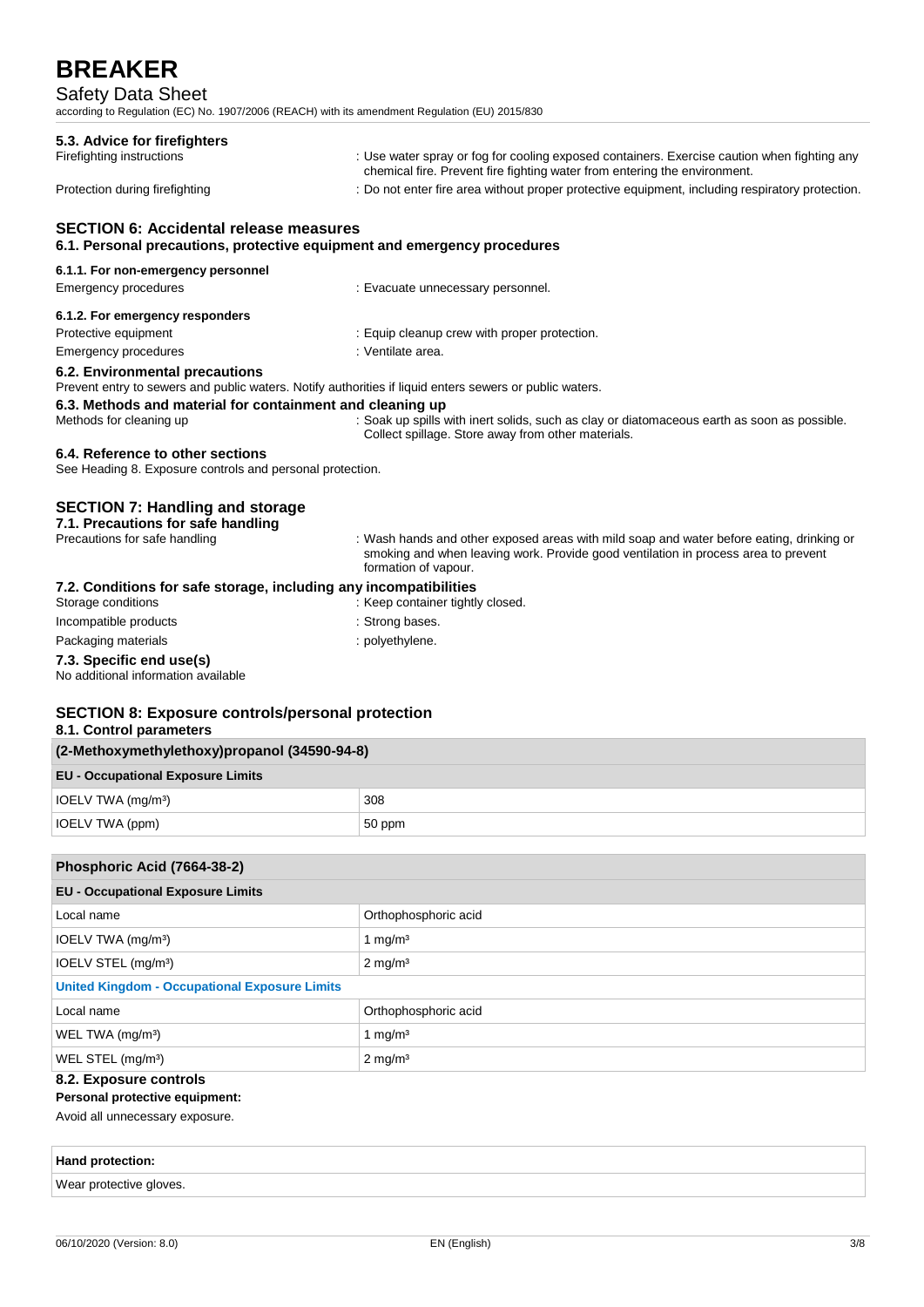### 5.3. Advice for firefighters

Firefighting instructions : Use water spray or fog for cooling exposed containers. Exercise caution when fighting any chemical fire. Prevent fire fighting water from entering the environment.

Protection during firefighting : Do not enter fire area without proper protective equipment, including respiratory protection.

## SECTION 6: Accidental release measures

### 6.1. Personal precautions, protective equipment and emergency procedures

#### 6.1.1. For non-emergency personnel

Emergency procedures : Evacuate unnecessary personnel.

#### 6.1.2. For emergency responders

Protective equipment : Equip cleanup crew with proper protection.

Emergency procedures : Ventilate area.

### 6.2. Environmental precautions

Prevent entry to sewers and public waters. Notify authorities if liquid enters sewers or public waters.

### 6.3. Methods and material for containment and cleaning up

Methods for cleaning up : Soak up spills with inert solids, such as clay or diatomaceous earth as soon as possible. Collect spillage. Store away from other materials.

### 6.4. Reference to other sections

See Heading 8. Exposure controls and personal protection.

## SECTION 7: Handling and storage

### 7.1. Precautions for safe handling

Precautions for safe handling : Wash hands and other exposed areas with mild soap and water before eating, drinking or smoking and when leaving work. Provide good ventilation in process area to prevent formation of vapour.

### 7.2. Conditions for safe storage, including any incompatibilities

Storage conditions : Keep container tightly closed.

Incompatible products : Strong bases.

Packaging materials : polyethylene.

### 7.3. Specific end use(s)

No additional information available

## SECTION 8: Exposure controls/personal protection

### 8.1. Control parameters

| (2-Methoxymethylethoxy)propanol (34590-94-8) | |
|---|---|
| **EU - Occupational Exposure Limits** | |
| IOELV TWA (mg/m³) | 308 |
| IOELV TWA (ppm) | 50 ppm |

| Phosphoric Acid (7664-38-2) | |
|---|---|
| **EU - Occupational Exposure Limits** | |
| Local name | Orthophosphoric acid |
| IOELV TWA (mg/m³) | 1 mg/m³ |
| IOELV STEL (mg/m³) | 2 mg/m³ |
| **United Kingdom - Occupational Exposure Limits** | |
| Local name | Orthophosphoric acid |
| WEL TWA (mg/m³) | 1 mg/m³ |
| WEL STEL (mg/m³) | 2 mg/m³ |

### 8.2. Exposure controls

**Personal protective equipment:**

Avoid all unnecessary exposure.

| Hand protection: |
|---|
| Wear protective gloves. |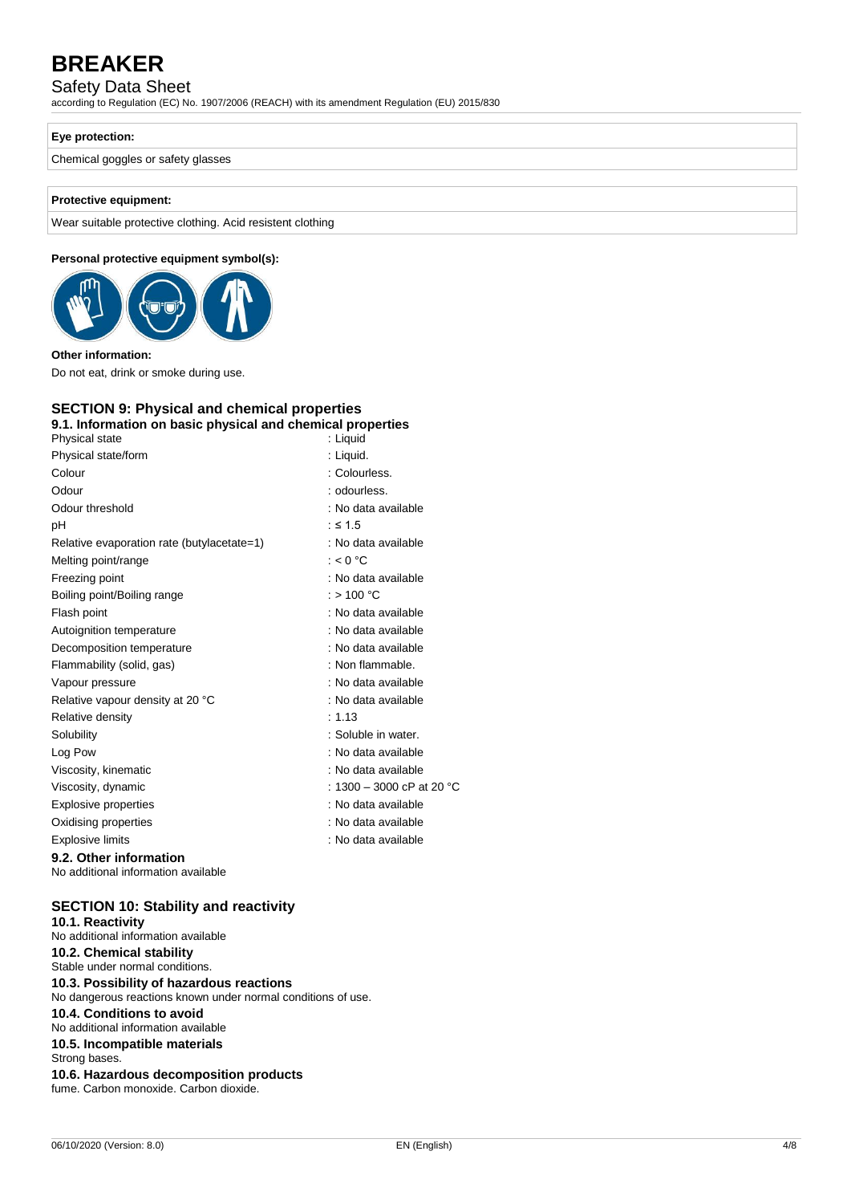| Eye protection: |
|---|
| Chemical goggles or safety glasses |

| Protective equipment: |
|---|
| Wear suitable protective clothing. Acid resistent clothing |

**Personal protective equipment symbol(s):**

**Other information:**

Do not eat, drink or smoke during use.

## SECTION 9: Physical and chemical properties

### 9.1. Information on basic physical and chemical properties

| | |
|---|---|
| Physical state | : Liquid |
| Physical state/form | : Liquid. |
| Colour | : Colourless. |
| Odour | : odourless. |
| Odour threshold | : No data available |
| pH | : ≤ 1.5 |
| Relative evaporation rate (butylacetate=1) | : No data available |
| Melting point/range | : < 0 °C |
| Freezing point | : No data available |
| Boiling point/Boiling range | : > 100 °C |
| Flash point | : No data available |
| Autoignition temperature | : No data available |
| Decomposition temperature | : No data available |
| Flammability (solid, gas) | : Non flammable. |
| Vapour pressure | : No data available |
| Relative vapour density at 20 °C | : No data available |
| Relative density | : 1.13 |
| Solubility | : Soluble in water. |
| Log Pow | : No data available |
| Viscosity, kinematic | : No data available |
| Viscosity, dynamic | : 1300 – 3000 cP at 20 °C |
| Explosive properties | : No data available |
| Oxidising properties | : No data available |
| Explosive limits | : No data available |

### 9.2. Other information

No additional information available

## SECTION 10: Stability and reactivity

### 10.1. Reactivity

No additional information available

### 10.2. Chemical stability

Stable under normal conditions.

### 10.3. Possibility of hazardous reactions

No dangerous reactions known under normal conditions of use.

### 10.4. Conditions to avoid

No additional information available

### 10.5. Incompatible materials

Strong bases.

### 10.6. Hazardous decomposition products

fume. Carbon monoxide. Carbon dioxide.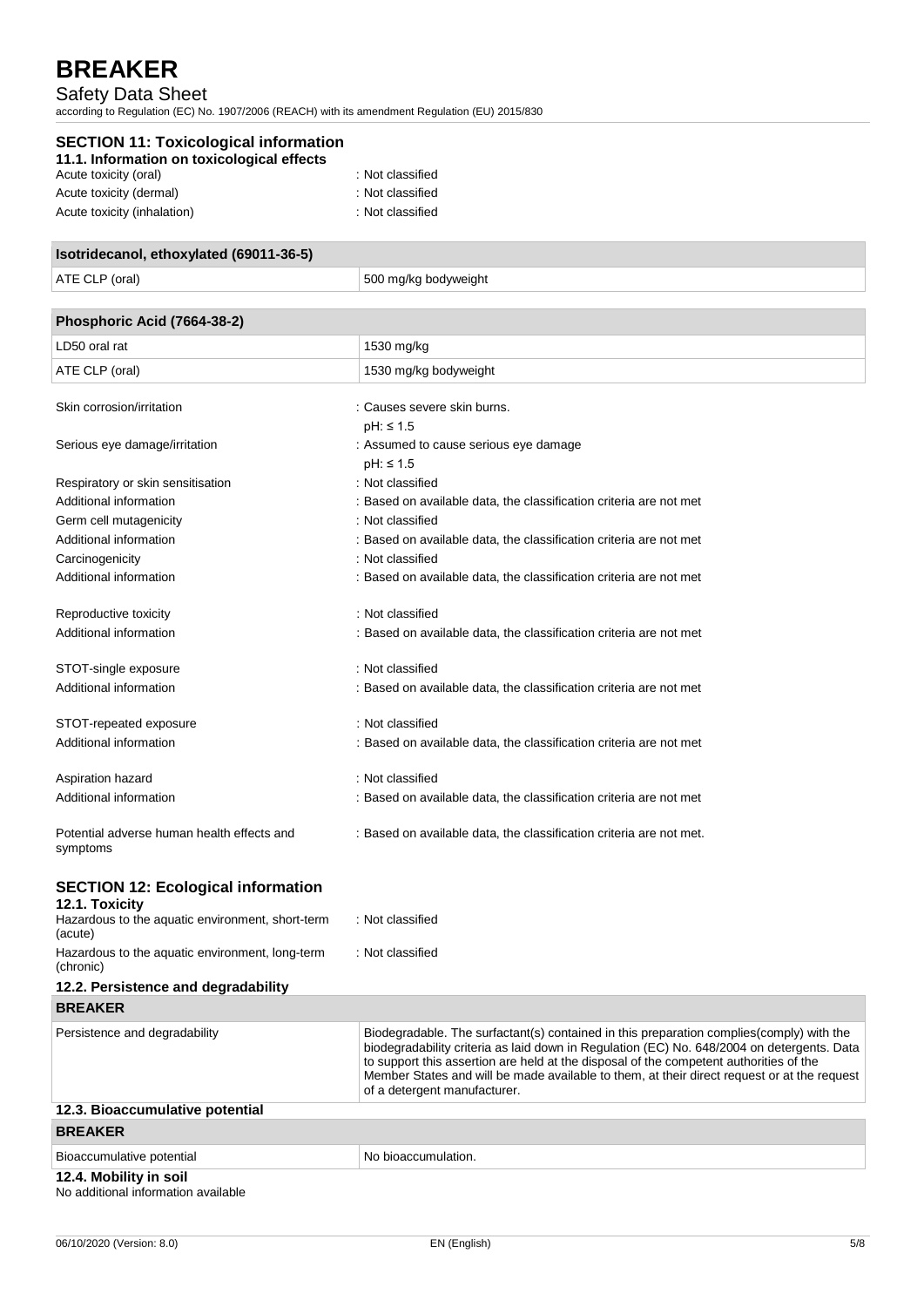## SECTION 11: Toxicological information

### 11.1. Information on toxicological effects

Acute toxicity (oral) : Not classified
Acute toxicity (dermal) : Not classified
Acute toxicity (inhalation) : Not classified

| Isotridecanol, ethoxylated (69011-36-5) | |
|---|---|
| ATE CLP (oral) | 500 mg/kg bodyweight |

| Phosphoric Acid (7664-38-2) | |
|---|---|
| LD50 oral rat | 1530 mg/kg |
| ATE CLP (oral) | 1530 mg/kg bodyweight |

Skin corrosion/irritation : Causes severe skin burns.
pH: ≤ 1.5
Serious eye damage/irritation : Assumed to cause serious eye damage
pH: ≤ 1.5
Respiratory or skin sensitisation : Not classified
Additional information : Based on available data, the classification criteria are not met
Germ cell mutagenicity : Not classified
Additional information : Based on available data, the classification criteria are not met
Carcinogenicity : Not classified
Additional information : Based on available data, the classification criteria are not met

Reproductive toxicity : Not classified
Additional information : Based on available data, the classification criteria are not met

STOT-single exposure : Not classified
Additional information : Based on available data, the classification criteria are not met

STOT-repeated exposure : Not classified
Additional information : Based on available data, the classification criteria are not met

Aspiration hazard : Not classified
Additional information : Based on available data, the classification criteria are not met

Potential adverse human health effects and symptoms : Based on available data, the classification criteria are not met.

## SECTION 12: Ecological information

### 12.1. Toxicity

Hazardous to the aquatic environment, short-term (acute) : Not classified
Hazardous to the aquatic environment, long-term (chronic) : Not classified

### 12.2. Persistence and degradability

| BREAKER | |
|---|---|
| Persistence and degradability | Biodegradable. The surfactant(s) contained in this preparation complies(comply) with the biodegradability criteria as laid down in Regulation (EC) No. 648/2004 on detergents. Data to support this assertion are held at the disposal of the competent authorities of the Member States and will be made available to them, at their direct request or at the request of a detergent manufacturer. |

### 12.3. Bioaccumulative potential

| BREAKER | |
|---|---|
| Bioaccumulative potential | No bioaccumulation. |

### 12.4. Mobility in soil

No additional information available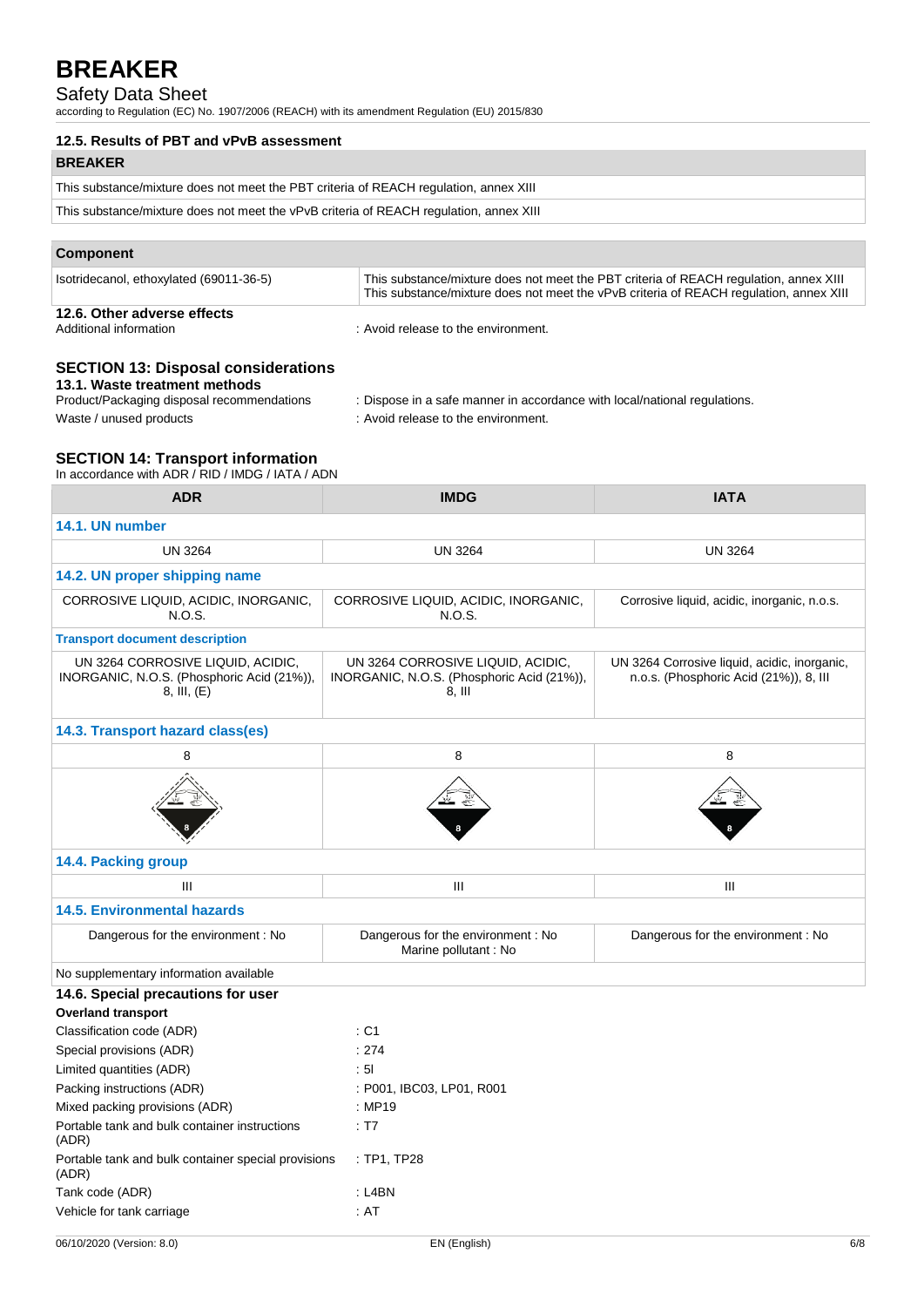### 12.5. Results of PBT and vPvB assessment

| BREAKER |
|---|
| This substance/mixture does not meet the PBT criteria of REACH regulation, annex XIII |
| This substance/mixture does not meet the vPvB criteria of REACH regulation, annex XIII |

| Component | |
|---|---|
| Isotridecanol, ethoxylated (69011-36-5) | This substance/mixture does not meet the PBT criteria of REACH regulation, annex XIII<br>This substance/mixture does not meet the vPvB criteria of REACH regulation, annex XIII |

### 12.6. Other adverse effects

Additional information : Avoid release to the environment.

## SECTION 13: Disposal considerations

### 13.1. Waste treatment methods

Product/Packaging disposal recommendations : Dispose in a safe manner in accordance with local/national regulations.

Waste / unused products : Avoid release to the environment.

## SECTION 14: Transport information

In accordance with ADR / RID / IMDG / IATA / ADN

| ADR | IMDG | IATA |
|---|---|---|
| **14.1. UN number** | | |
| UN 3264 | UN 3264 | UN 3264 |
| **14.2. UN proper shipping name** | | |
| CORROSIVE LIQUID, ACIDIC, INORGANIC, N.O.S. | CORROSIVE LIQUID, ACIDIC, INORGANIC, N.O.S. | Corrosive liquid, acidic, inorganic, n.o.s. |
| **Transport document description** | | |
| UN 3264 CORROSIVE LIQUID, ACIDIC, INORGANIC, N.O.S. (Phosphoric Acid (21%)), 8, III, (E) | UN 3264 CORROSIVE LIQUID, ACIDIC, INORGANIC, N.O.S. (Phosphoric Acid (21%)), 8, III | UN 3264 Corrosive liquid, acidic, inorganic, n.o.s. (Phosphoric Acid (21%)), 8, III |
| **14.3. Transport hazard class(es)** | | |
| 8 | 8 | 8 |
| **14.4. Packing group** | | |
| III | III | III |
| **14.5. Environmental hazards** | | |
| Dangerous for the environment : No | Dangerous for the environment : No<br>Marine pollutant : No | Dangerous for the environment : No |
| No supplementary information available | | |

### 14.6. Special precautions for user

**Overland transport**

Classification code (ADR) : C1

Special provisions (ADR) : 274

Limited quantities (ADR) : 5l

Packing instructions (ADR) : P001, IBC03, LP01, R001

Mixed packing provisions (ADR) : MP19

Portable tank and bulk container instructions (ADR) : T7

Portable tank and bulk container special provisions (ADR) : TP1, TP28

Tank code (ADR) : L4BN

Vehicle for tank carriage : AT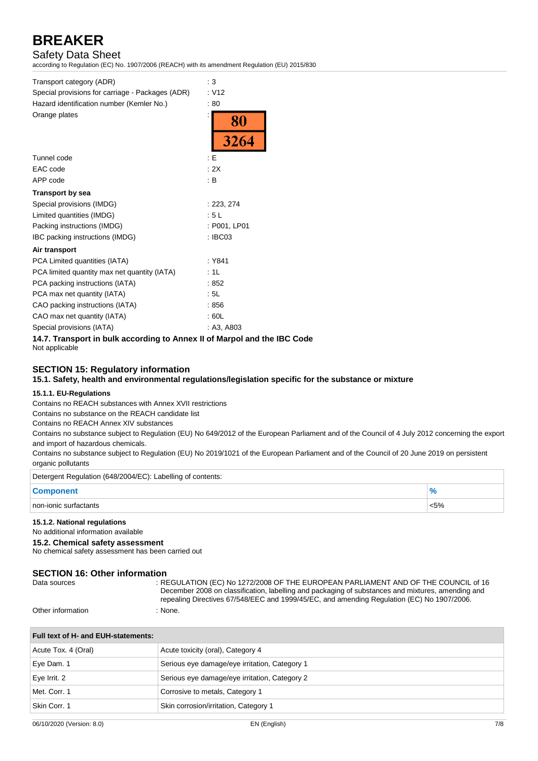| | |
|---|---|
| Transport category (ADR) | : 3 |
| Special provisions for carriage - Packages (ADR) | : V12 |
| Hazard identification number (Kemler No.) | : 80 |
| Orange plates | : 80 / 3264 |
| Tunnel code | : E |
| EAC code | : 2X |
| APP code | : B |

**Transport by sea**

| | |
|---|---|
| Special provisions (IMDG) | : 223, 274 |
| Limited quantities (IMDG) | : 5 L |
| Packing instructions (IMDG) | : P001, LP01 |
| IBC packing instructions (IMDG) | : IBC03 |

**Air transport**

| | |
|---|---|
| PCA Limited quantities (IATA) | : Y841 |
| PCA limited quantity max net quantity (IATA) | : 1L |
| PCA packing instructions (IATA) | : 852 |
| PCA max net quantity (IATA) | : 5L |
| CAO packing instructions (IATA) | : 856 |
| CAO max net quantity (IATA) | : 60L |
| Special provisions (IATA) | : A3, A803 |

### 14.7. Transport in bulk according to Annex II of Marpol and the IBC Code

Not applicable

## SECTION 15: Regulatory information

### 15.1. Safety, health and environmental regulations/legislation specific for the substance or mixture

#### 15.1.1. EU-Regulations

Contains no REACH substances with Annex XVII restrictions

Contains no substance on the REACH candidate list

Contains no REACH Annex XIV substances

Contains no substance subject to Regulation (EU) No 649/2012 of the European Parliament and of the Council of 4 July 2012 concerning the export and import of hazardous chemicals.

Contains no substance subject to Regulation (EU) No 2019/1021 of the European Parliament and of the Council of 20 June 2019 on persistent organic pollutants

Detergent Regulation (648/2004/EC): Labelling of contents:

| Component | % |
|---|---|
| non-ionic surfactants | <5% |

#### 15.1.2. National regulations

No additional information available

### 15.2. Chemical safety assessment

No chemical safety assessment has been carried out

## SECTION 16: Other information

| | |
|---|---|
| Data sources | : REGULATION (EC) No 1272/2008 OF THE EUROPEAN PARLIAMENT AND OF THE COUNCIL of 16 December 2008 on classification, labelling and packaging of substances and mixtures, amending and repealing Directives 67/548/EEC and 1999/45/EC, and amending Regulation (EC) No 1907/2006. |
| Other information | : None. |

| Full text of H- and EUH-statements: | |
|---|---|
| Acute Tox. 4 (Oral) | Acute toxicity (oral), Category 4 |
| Eye Dam. 1 | Serious eye damage/eye irritation, Category 1 |
| Eye Irrit. 2 | Serious eye damage/eye irritation, Category 2 |
| Met. Corr. 1 | Corrosive to metals, Category 1 |
| Skin Corr. 1 | Skin corrosion/irritation, Category 1 |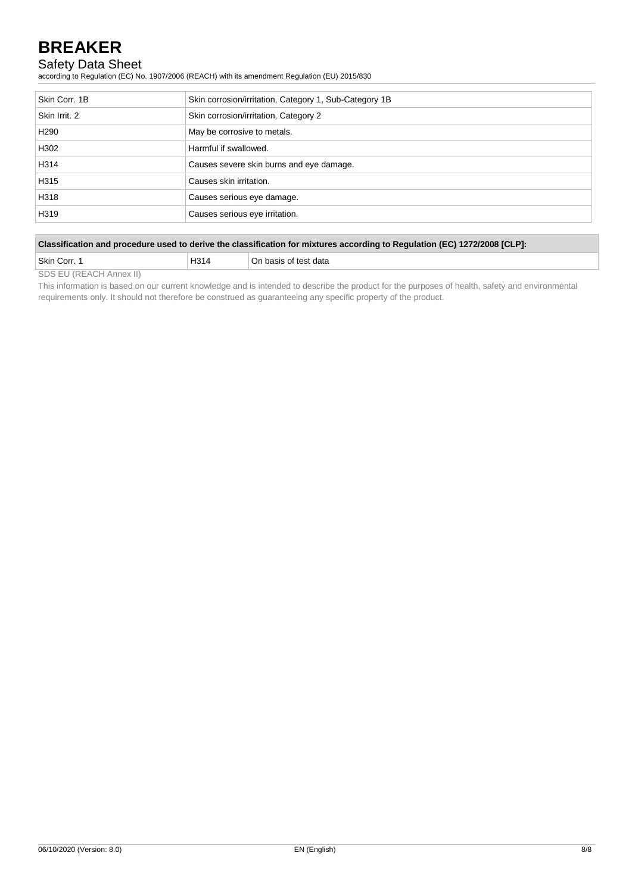| | |
|---|---|
| Skin Corr. 1B | Skin corrosion/irritation, Category 1, Sub-Category 1B |
| Skin Irrit. 2 | Skin corrosion/irritation, Category 2 |
| H290 | May be corrosive to metals. |
| H302 | Harmful if swallowed. |
| H314 | Causes severe skin burns and eye damage. |
| H315 | Causes skin irritation. |
| H318 | Causes serious eye damage. |
| H319 | Causes serious eye irritation. |

| Classification and procedure used to derive the classification for mixtures according to Regulation (EC) 1272/2008 [CLP]: | | |
|---|---|---|
| Skin Corr. 1 | H314 | On basis of test data |

SDS EU (REACH Annex II)

This information is based on our current knowledge and is intended to describe the product for the purposes of health, safety and environmental requirements only. It should not therefore be construed as guaranteeing any specific property of the product.